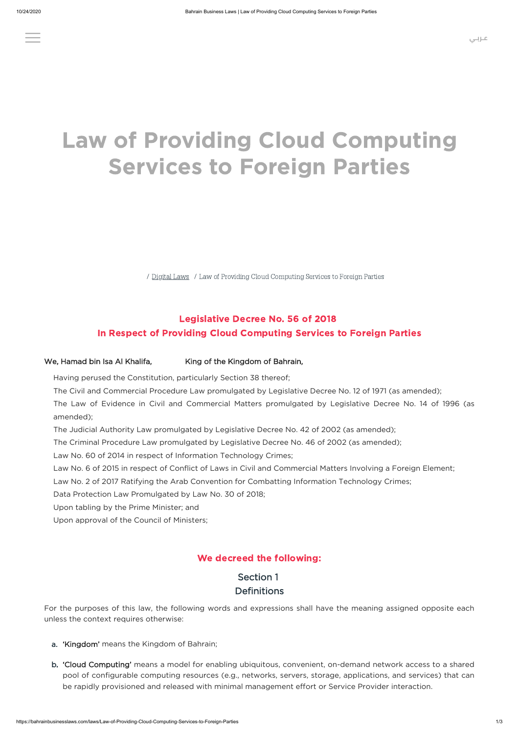عربي

# Law of Providing Cloud Computing Services to Foreign Parties

/ Digital Laws / Law of Providing Cloud Computing Services to Foreign Parties

## Legislative Decree No. 56 of 2018
## In Respect of Providing Cloud Computing Services to Foreign Parties

**We, Hamad bin Isa Al Khalifa, King of the Kingdom of Bahrain,**

Having perused the Constitution, particularly Section 38 thereof;

The Civil and Commercial Procedure Law promulgated by Legislative Decree No. 12 of 1971 (as amended);

The Law of Evidence in Civil and Commercial Matters promulgated by Legislative Decree No. 14 of 1996 (as amended);

The Judicial Authority Law promulgated by Legislative Decree No. 42 of 2002 (as amended);

The Criminal Procedure Law promulgated by Legislative Decree No. 46 of 2002 (as amended);

Law No. 60 of 2014 in respect of Information Technology Crimes;

Law No. 6 of 2015 in respect of Conflict of Laws in Civil and Commercial Matters Involving a Foreign Element;

Law No. 2 of 2017 Ratifying the Arab Convention for Combatting Information Technology Crimes;

Data Protection Law Promulgated by Law No. 30 of 2018;

Upon tabling by the Prime Minister; and

Upon approval of the Council of Ministers;

## We decreed the following:

### Section 1
### Definitions

For the purposes of this law, the following words and expressions shall have the meaning assigned opposite each unless the context requires otherwise:

a. **'Kingdom'** means the Kingdom of Bahrain;

b. **'Cloud Computing'** means a model for enabling ubiquitous, convenient, on-demand network access to a shared pool of configurable computing resources (e.g., networks, servers, storage, applications, and services) that can be rapidly provisioned and released with minimal management effort or Service Provider interaction.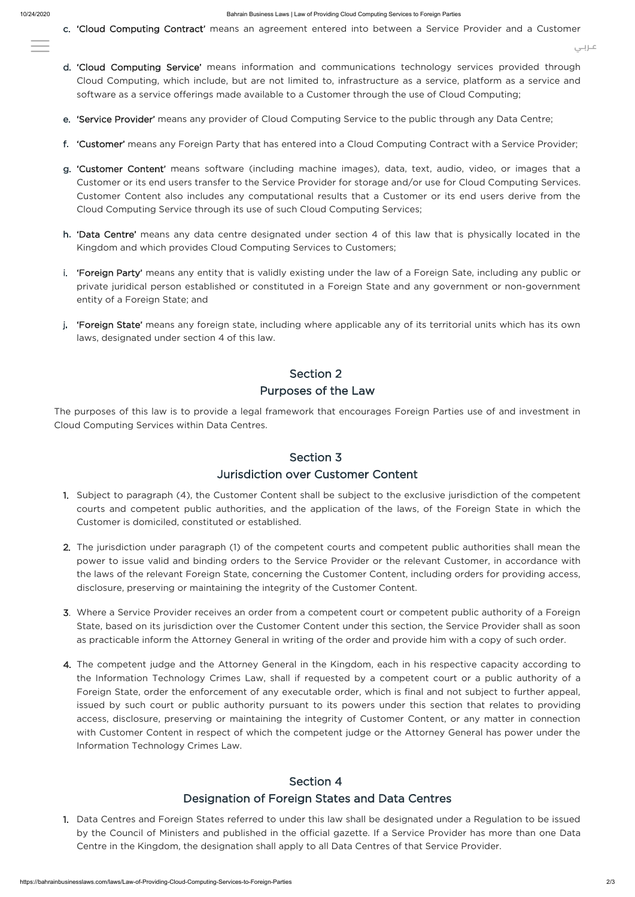c. **'Cloud Computing Contract'** means an agreement entered into between a Service Provider and a Customer

d. **'Cloud Computing Service'** means information and communications technology services provided through Cloud Computing, which include, but are not limited to, infrastructure as a service, platform as a service and software as a service offerings made available to a Customer through the use of Cloud Computing;

e. **'Service Provider'** means any provider of Cloud Computing Service to the public through any Data Centre;

f. **'Customer'** means any Foreign Party that has entered into a Cloud Computing Contract with a Service Provider;

g. **'Customer Content'** means software (including machine images), data, text, audio, video, or images that a Customer or its end users transfer to the Service Provider for storage and/or use for Cloud Computing Services. Customer Content also includes any computational results that a Customer or its end users derive from the Cloud Computing Service through its use of such Cloud Computing Services;

h. **'Data Centre'** means any data centre designated under section 4 of this law that is physically located in the Kingdom and which provides Cloud Computing Services to Customers;

i. **'Foreign Party'** means any entity that is validly existing under the law of a Foreign Sate, including any public or private juridical person established or constituted in a Foreign State and any government or non-government entity of a Foreign State; and

j. **'Foreign State'** means any foreign state, including where applicable any of its territorial units which has its own laws, designated under section 4 of this law.

## Section 2
## Purposes of the Law

The purposes of this law is to provide a legal framework that encourages Foreign Parties use of and investment in Cloud Computing Services within Data Centres.

## Section 3
## Jurisdiction over Customer Content

1. Subject to paragraph (4), the Customer Content shall be subject to the exclusive jurisdiction of the competent courts and competent public authorities, and the application of the laws, of the Foreign State in which the Customer is domiciled, constituted or established.

2. The jurisdiction under paragraph (1) of the competent courts and competent public authorities shall mean the power to issue valid and binding orders to the Service Provider or the relevant Customer, in accordance with the laws of the relevant Foreign State, concerning the Customer Content, including orders for providing access, disclosure, preserving or maintaining the integrity of the Customer Content.

3. Where a Service Provider receives an order from a competent court or competent public authority of a Foreign State, based on its jurisdiction over the Customer Content under this section, the Service Provider shall as soon as practicable inform the Attorney General in writing of the order and provide him with a copy of such order.

4. The competent judge and the Attorney General in the Kingdom, each in his respective capacity according to the Information Technology Crimes Law, shall if requested by a competent court or a public authority of a Foreign State, order the enforcement of any executable order, which is final and not subject to further appeal, issued by such court or public authority pursuant to its powers under this section that relates to providing access, disclosure, preserving or maintaining the integrity of Customer Content, or any matter in connection with Customer Content in respect of which the competent judge or the Attorney General has power under the Information Technology Crimes Law.

## Section 4
## Designation of Foreign States and Data Centres

1. Data Centres and Foreign States referred to under this law shall be designated under a Regulation to be issued by the Council of Ministers and published in the official gazette. If a Service Provider has more than one Data Centre in the Kingdom, the designation shall apply to all Data Centres of that Service Provider.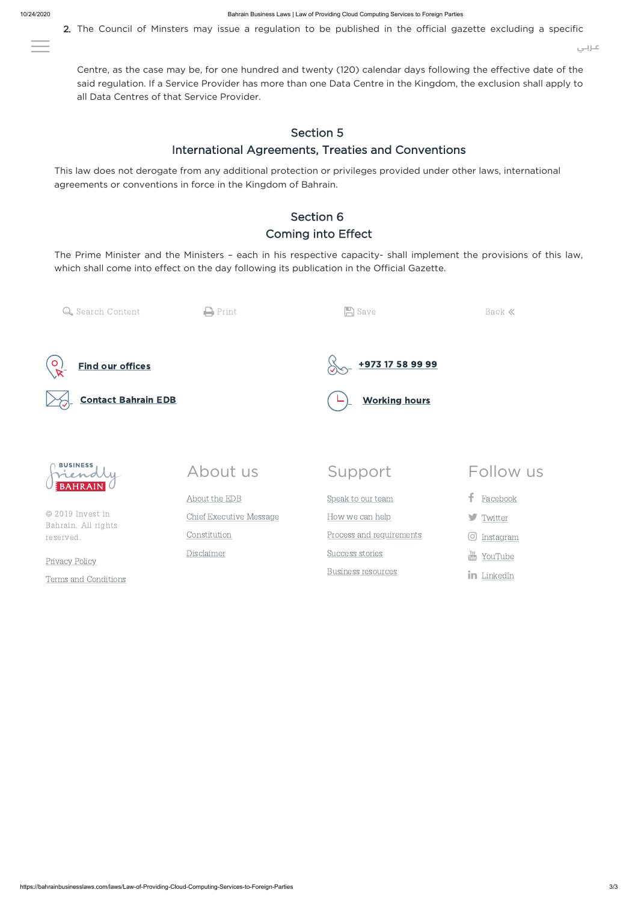2. The Council of Minsters may issue a regulation to be published in the official gazette excluding a specific

Centre, as the case may be, for one hundred and twenty (120) calendar days following the effective date of the said regulation. If a Service Provider has more than one Data Centre in the Kingdom, the exclusion shall apply to all Data Centres of that Service Provider.

## Section 5
## International Agreements, Treaties and Conventions

This law does not derogate from any additional protection or privileges provided under other laws, international agreements or conventions in force in the Kingdom of Bahrain.

## Section 6
## Coming into Effect

The Prime Minister and the Ministers – each in his respective capacity- shall implement the provisions of this law, which shall come into effect on the day following its publication in the Official Gazette.